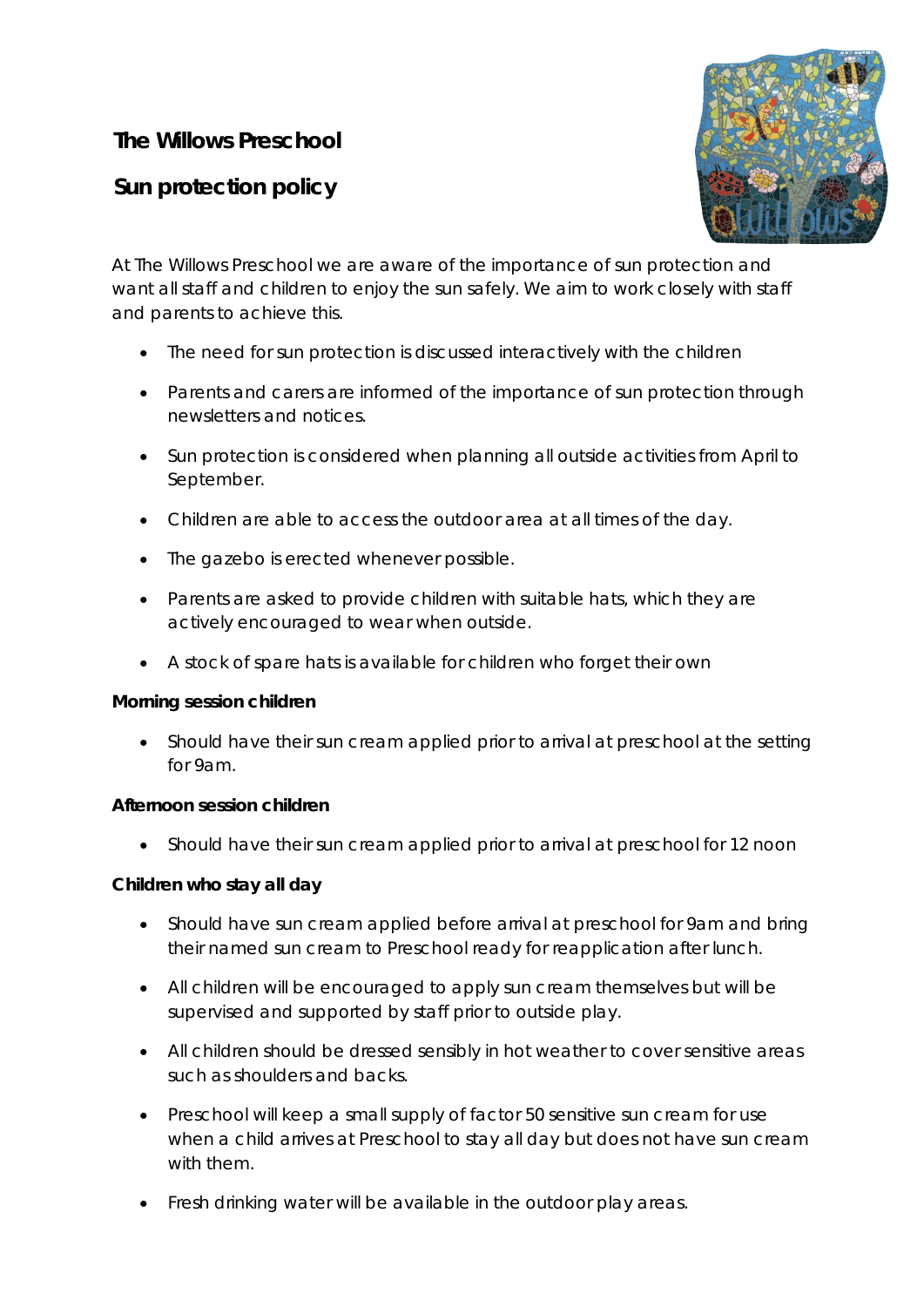# The Willows Preschool

## Sun protection policy

At The Willows Preschool we are aware of the importance of sun protection and want all staff and children to enjoy the sun safely. We aim to work closely with staff and parents to achieve this.

- The need for sun protection is discussed interactively with the children
- Parents and carers are informed of the importance of sun protection through newsletters and notices.
- Sun protection is considered when planning all outside activities from April to September.
- Children are able to access the outdoor area at all times of the day.
- The gazebo is erected whenever possible.
- Parents are asked to provide children with suitable hats, which they are actively encouraged to wear when outside.
- A stock of spare hats is available for children who forget their own

**Morning session children**

- Should have their sun cream applied prior to arrival at preschool at the setting for 9am.

**Afternoon session children**

- Should have their sun cream applied prior to arrival at preschool for 12 noon

**Children who stay all day**

- Should have sun cream applied before arrival at preschool for 9am and bring their named sun cream to Preschool ready for reapplication after lunch.
- All children will be encouraged to apply sun cream themselves but will be supervised and supported by staff prior to outside play.
- All children should be dressed sensibly in hot weather to cover sensitive areas such as shoulders and backs.
- Preschool will keep a small supply of factor 50 sensitive sun cream for use when a child arrives at Preschool to stay all day but does not have sun cream with them.
- Fresh drinking water will be available in the outdoor play areas.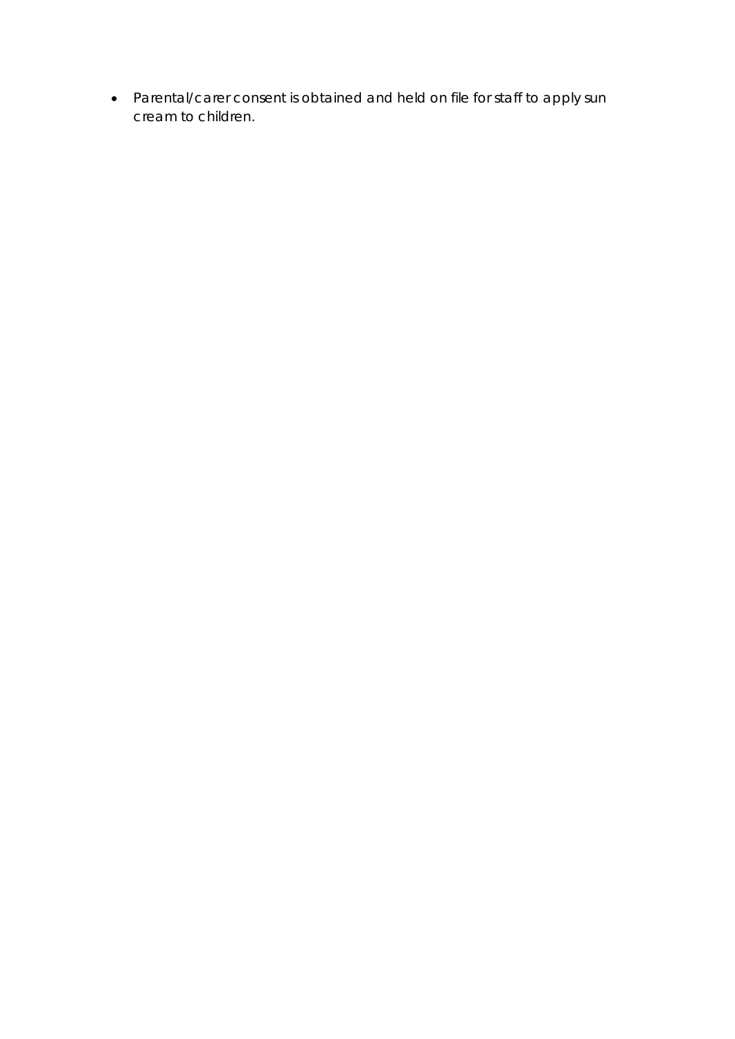- Parental/carer consent is obtained and held on file for staff to apply sun cream to children.